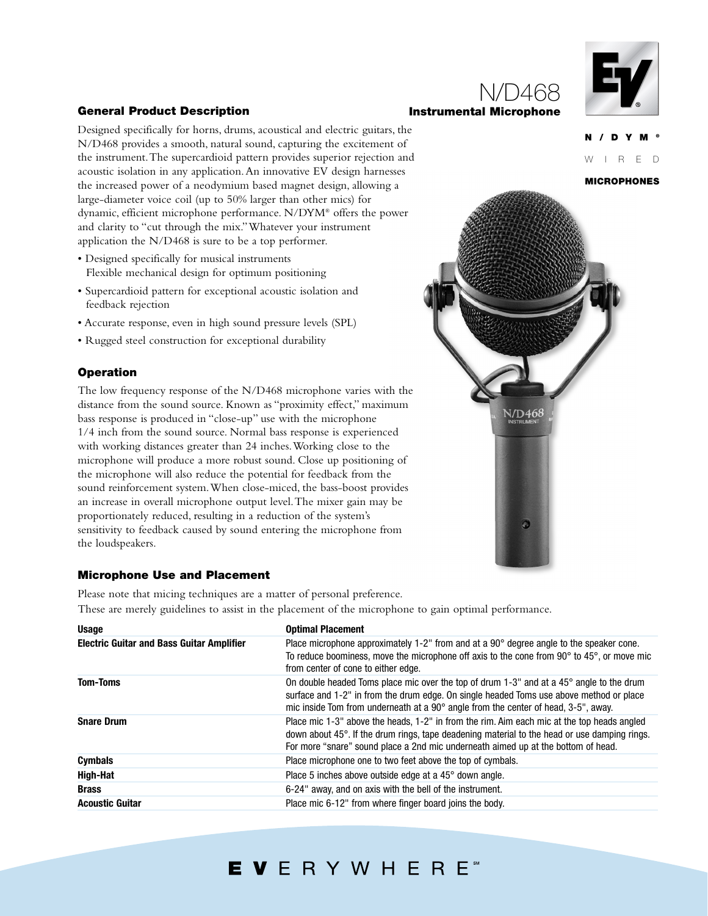# N/D468

## Instrumental Microphone

N / D Y M®
W I R E D
**MICROPHONES**

## General Product Description

Designed specifically for horns, drums, acoustical and electric guitars, the N/D468 provides a smooth, natural sound, capturing the excitement of the instrument. The supercardioid pattern provides superior rejection and acoustic isolation in any application. An innovative EV design harnesses the increased power of a neodymium based magnet design, allowing a large-diameter voice coil (up to 50% larger than other mics) for dynamic, efficient microphone performance. N/DYM® offers the power and clarity to "cut through the mix." Whatever your instrument application the N/D468 is sure to be a top performer.

- Designed specifically for musical instruments
  Flexible mechanical design for optimum positioning
- Supercardioid pattern for exceptional acoustic isolation and feedback rejection
- Accurate response, even in high sound pressure levels (SPL)
- Rugged steel construction for exceptional durability

## Operation

The low frequency response of the N/D468 microphone varies with the distance from the sound source. Known as "proximity effect," maximum bass response is produced in "close-up" use with the microphone 1/4 inch from the sound source. Normal bass response is experienced with working distances greater than 24 inches. Working close to the microphone will produce a more robust sound. Close up positioning of the microphone will also reduce the potential for feedback from the sound reinforcement system. When close-miced, the bass-boost provides an increase in overall microphone output level. The mixer gain may be proportionately reduced, resulting in a reduction of the system's sensitivity to feedback caused by sound entering the microphone from the loudspeakers.

## Microphone Use and Placement

Please note that micing techniques are a matter of personal preference.
These are merely guidelines to assist in the placement of the microphone to gain optimal performance.

| Usage | Optimal Placement |
|---|---|
| **Electric Guitar and Bass Guitar Amplifier** | Place microphone approximately 1-2" from and at a 90° degree angle to the speaker cone. To reduce boominess, move the microphone off axis to the cone from 90° to 45°, or move mic from center of cone to either edge. |
| **Tom-Toms** | On double headed Toms place mic over the top of drum 1-3" and at a 45° angle to the drum surface and 1-2" in from the drum edge. On single headed Toms use above method or place mic inside Tom from underneath at a 90° angle from the center of head, 3-5", away. |
| **Snare Drum** | Place mic 1-3" above the heads, 1-2" in from the rim. Aim each mic at the top heads angled down about 45°. If the drum rings, tape deadening material to the head or use damping rings. For more "snare" sound place a 2nd mic underneath aimed up at the bottom of head. |
| **Cymbals** | Place microphone one to two feet above the top of cymbals. |
| **High-Hat** | Place 5 inches above outside edge at a 45° down angle. |
| **Brass** | 6-24" away, and on axis with the bell of the instrument. |
| **Acoustic Guitar** | Place mic 6-12" from where finger board joins the body. |

EVERYWHERE℠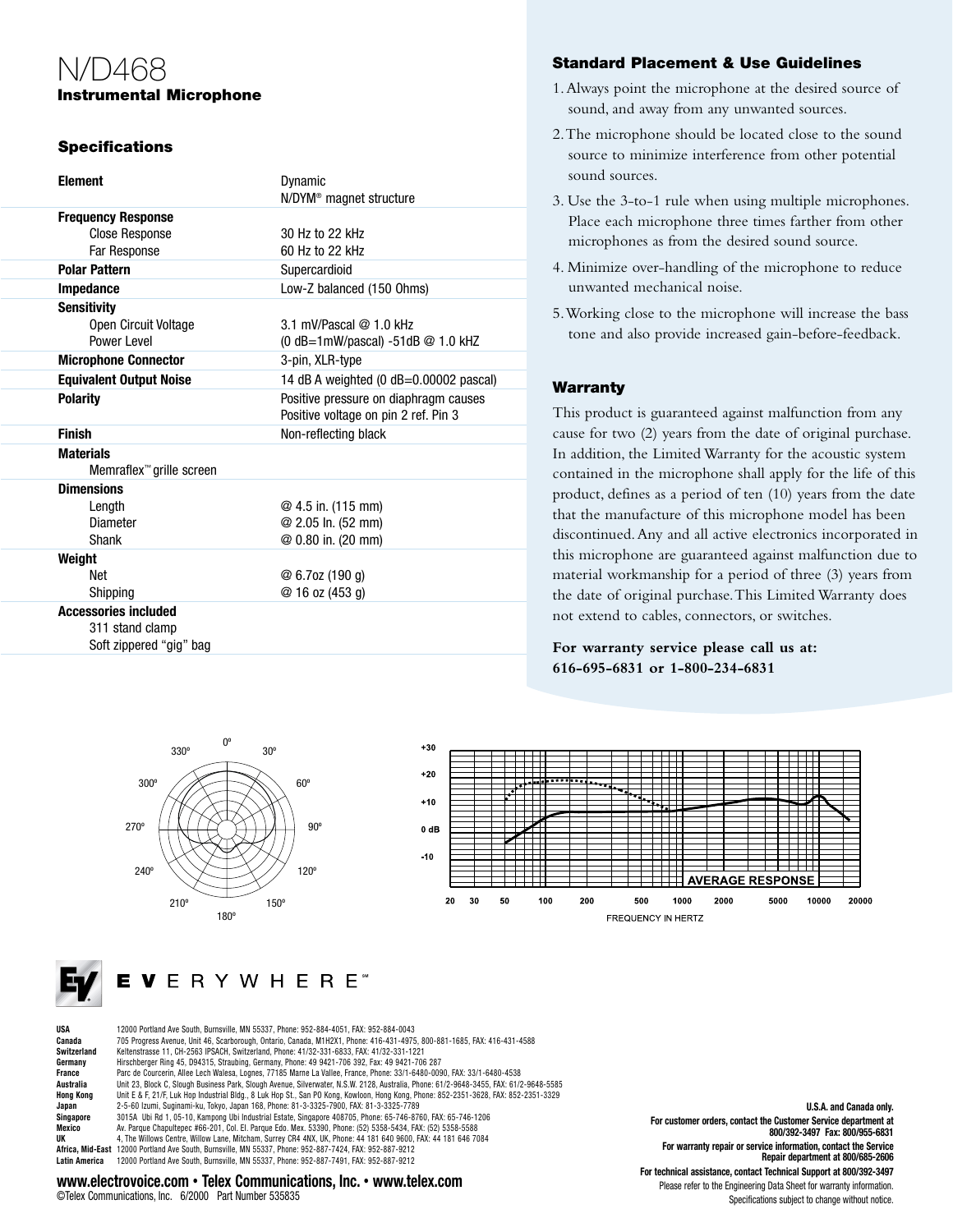# N/D468

**Instrumental Microphone**

## Specifications

| | |
|---|---|
| **Element** | Dynamic N/DYM® magnet structure |
| **Frequency Response** | |
| Close Response | 30 Hz to 22 kHz |
| Far Response | 60 Hz to 22 kHz |
| **Polar Pattern** | Supercardioid |
| **Impedance** | Low-Z balanced (150 Ohms) |
| **Sensitivity** | |
| Open Circuit Voltage | 3.1 mV/Pascal @ 1.0 kHz |
| Power Level | (0 dB=1mW/pascal) -51dB @ 1.0 kHZ |
| **Microphone Connector** | 3-pin, XLR-type |
| **Equivalent Output Noise** | 14 dB A weighted (0 dB=0.00002 pascal) |
| **Polarity** | Positive pressure on diaphragm causes Positive voltage on pin 2 ref. Pin 3 |
| **Finish** | Non-reflecting black |
| **Materials** | |
| Memraflex™ grille screen | |
| **Dimensions** | |
| Length | @ 4.5 in. (115 mm) |
| Diameter | @ 2.05 In. (52 mm) |
| Shank | @ 0.80 in. (20 mm) |
| **Weight** | |
| Net | @ 6.7oz (190 g) |
| Shipping | @ 16 oz (453 g) |
| **Accessories included** | |
| 311 stand clamp | |
| Soft zippered "gig" bag | |

### Standard Placement & Use Guidelines

1. Always point the microphone at the desired source of sound, and away from any unwanted sources.
2. The microphone should be located close to the sound source to minimize interference from other potential sound sources.
3. Use the 3-to-1 rule when using multiple microphones. Place each microphone three times farther from other microphones as from the desired sound source.
4. Minimize over-handling of the microphone to reduce unwanted mechanical noise.
5. Working close to the microphone will increase the bass tone and also provide increased gain-before-feedback.

### Warranty

This product is guaranteed against malfunction from any cause for two (2) years from the date of original purchase. In addition, the Limited Warranty for the acoustic system contained in the microphone shall apply for the life of this product, defines as a period of ten (10) years from the date that the manufacture of this microphone model has been discontinued. Any and all active electronics incorporated in this microphone are guaranteed against malfunction due to material workmanship for a period of three (3) years from the date of original purchase. This Limited Warranty does not extend to cables, connectors, or switches.

**For warranty service please call us at: 616-695-6831 or 1-800-234-6831**

0º
30º
60º
90º
120º
150º
180º
210º
240º
270º
300º
330º

+30
+20
+10
0 dB
-10
AVERAGE RESPONSE
20 30 50 100 200 500 1000 2000 5000 10000 20000
FREQUENCY IN HERTZ

E V E R Y W H E R E℠

**USA** 12000 Portland Ave South, Burnsville, MN 55337, Phone: 952-884-4051, FAX: 952-884-0043
**Canada** 705 Progress Avenue, Unit 46, Scarborough, Ontario, Canada, M1H2X1, Phone: 416-431-4975, 800-881-1685, FAX: 416-431-4588
**Switzerland** Keltenstrasse 11, CH-2563 IPSACH, Switzerland, Phone: 41/32-331-6833, FAX: 41/32-331-1221
**Germany** Hirschberger Ring 45, D94315, Straubing, Germany, Phone: 49 9421-706 392, Fax: 49 9421-706 287
**France** Parc de Courcerin, Allee Lech Walesa, Lognes, 77185 Marne La Vallee, France, Phone: 33/1-6480-0090, FAX: 33/1-6480-4538
**Australia** Unit 23, Block C, Slough Business Park, Slough Avenue, Silverwater, N.S.W. 2128, Australia, Phone: 61/2-9648-3455, FAX: 61/2-9648-5585
**Hong Kong** Unit E & F, 21/F, Luk Hop Industrial Bldg., 8 Luk Hop St., San PO Kong, Kowloon, Hong Kong, Phone: 852-2351-3628, FAX: 852-2351-3329
**Japan** 2-5-60 Izumi, Suginami-ku, Tokyo, Japan 168, Phone: 81-3-3325-7900, FAX: 81-3-3325-7789
**Singapore** 3015A Ubi Rd 1, 05-10, Kampong Ubi Industrial Estate, Singapore 408705, Phone: 65-746-8760, FAX: 65-746-1206
**Mexico** Av. Parque Chapultepec #66-201, Col. El. Parque Edo. Mex. 53390, Phone: (52) 5358-5434, FAX: (52) 5358-5588
**UK** 4, The Willows Centre, Willow Lane, Mitcham, Surrey CR4 4NX, UK, Phone: 44 181 640 9600, FAX: 44 181 646 7084
**Africa, Mid-East** 12000 Portland Ave South, Burnsville, MN 55337, Phone: 952-887-7424, FAX: 952-887-9212
**Latin America** 12000 Portland Ave South, Burnsville, MN 55337, Phone: 952-887-7491, FAX: 952-887-9212

**U.S.A. and Canada only.**
**For customer orders, contact the Customer Service department at 800/392-3497 Fax: 800/955-6831**
**For warranty repair or service information, contact the Service Repair department at 800/685-2606**
**For technical assistance, contact Technical Support at 800/392-3497**
Please refer to the Engineering Data Sheet for warranty information.
Specifications subject to change without notice.

**www.electrovoice.com • Telex Communications, Inc. • www.telex.com**
©Telex Communications, Inc. 6/2000 Part Number 535835